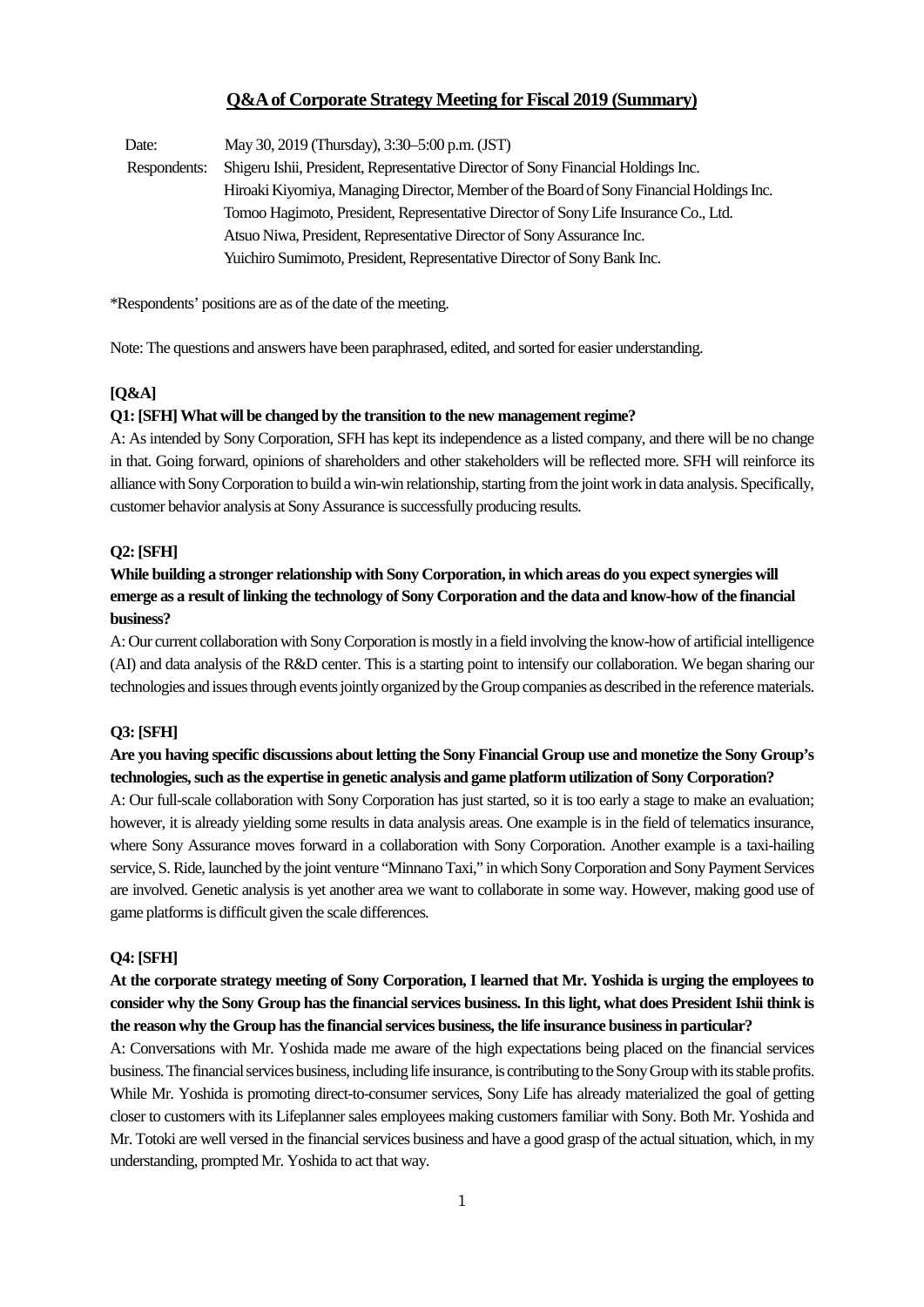# Q&A of Corporate Strategy Meeting for Fiscal 2019 (Summary)

Date: May 30, 2019 (Thursday), 3:30–5:00 p.m. (JST)

Respondents: Shigeru Ishii, President, Representative Director of Sony Financial Holdings Inc.
Hiroaki Kiyomiya, Managing Director, Member of the Board of Sony Financial Holdings Inc.
Tomoo Hagimoto, President, Representative Director of Sony Life Insurance Co., Ltd.
Atsuo Niwa, President, Representative Director of Sony Assurance Inc.
Yuichiro Sumimoto, President, Representative Director of Sony Bank Inc.

*Respondents' positions are as of the date of the meeting.

Note: The questions and answers have been paraphrased, edited, and sorted for easier understanding.

**[Q&A]**

**Q1: [SFH] What will be changed by the transition to the new management regime?**

A: As intended by Sony Corporation, SFH has kept its independence as a listed company, and there will be no change in that. Going forward, opinions of shareholders and other stakeholders will be reflected more. SFH will reinforce its alliance with Sony Corporation to build a win-win relationship, starting from the joint work in data analysis. Specifically, customer behavior analysis at Sony Assurance is successfully producing results.

**Q2: [SFH]**

**While building a stronger relationship with Sony Corporation, in which areas do you expect synergies will emerge as a result of linking the technology of Sony Corporation and the data and know-how of the financial business?**

A: Our current collaboration with Sony Corporation is mostly in a field involving the know-how of artificial intelligence (AI) and data analysis of the R&D center. This is a starting point to intensify our collaboration. We began sharing our technologies and issues through events jointly organized by the Group companies as described in the reference materials.

**Q3: [SFH]**

**Are you having specific discussions about letting the Sony Financial Group use and monetize the Sony Group's technologies, such as the expertise in genetic analysis and game platform utilization of Sony Corporation?**

A: Our full-scale collaboration with Sony Corporation has just started, so it is too early a stage to make an evaluation; however, it is already yielding some results in data analysis areas. One example is in the field of telematics insurance, where Sony Assurance moves forward in a collaboration with Sony Corporation. Another example is a taxi-hailing service, S. Ride, launched by the joint venture "Minnano Taxi," in which Sony Corporation and Sony Payment Services are involved. Genetic analysis is yet another area we want to collaborate in some way. However, making good use of game platforms is difficult given the scale differences.

**Q4: [SFH]**

**At the corporate strategy meeting of Sony Corporation, I learned that Mr. Yoshida is urging the employees to consider why the Sony Group has the financial services business. In this light, what does President Ishii think is the reason why the Group has the financial services business, the life insurance business in particular?**

A: Conversations with Mr. Yoshida made me aware of the high expectations being placed on the financial services business. The financial services business, including life insurance, is contributing to the Sony Group with its stable profits. While Mr. Yoshida is promoting direct-to-consumer services, Sony Life has already materialized the goal of getting closer to customers with its Lifeplanner sales employees making customers familiar with Sony. Both Mr. Yoshida and Mr. Totoki are well versed in the financial services business and have a good grasp of the actual situation, which, in my understanding, prompted Mr. Yoshida to act that way.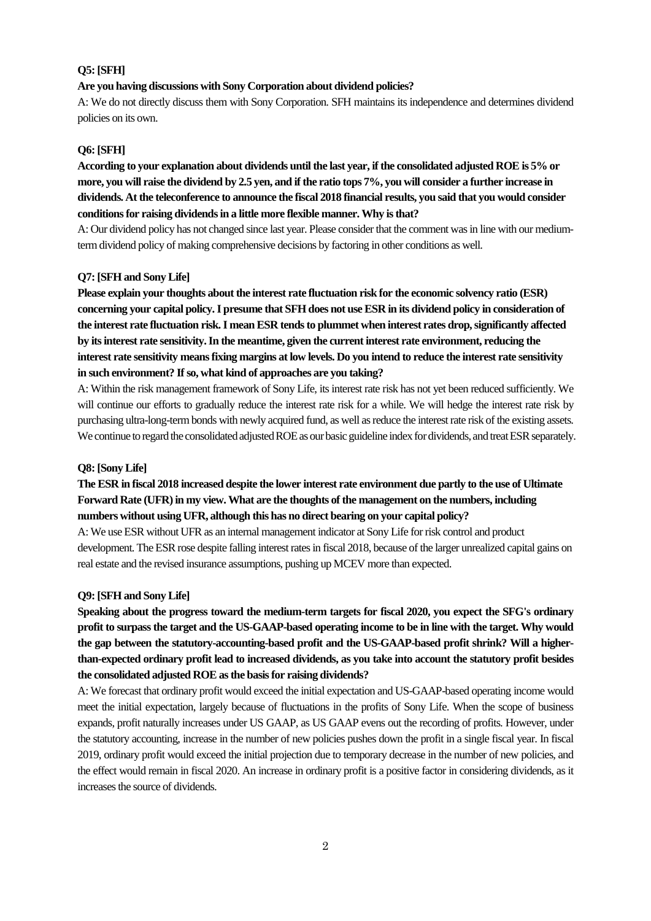**Q5: [SFH]**

**Are you having discussions with Sony Corporation about dividend policies?**

A: We do not directly discuss them with Sony Corporation. SFH maintains its independence and determines dividend policies on its own.

**Q6: [SFH]**

**According to your explanation about dividends until the last year, if the consolidated adjusted ROE is 5% or more, you will raise the dividend by 2.5 yen, and if the ratio tops 7%, you will consider a further increase in dividends. At the teleconference to announce the fiscal 2018 financial results, you said that you would consider conditions for raising dividends in a little more flexible manner. Why is that?**

A: Our dividend policy has not changed since last year. Please consider that the comment was in line with our medium-term dividend policy of making comprehensive decisions by factoring in other conditions as well.

**Q7: [SFH and Sony Life]**

**Please explain your thoughts about the interest rate fluctuation risk for the economic solvency ratio (ESR) concerning your capital policy. I presume that SFH does not use ESR in its dividend policy in consideration of the interest rate fluctuation risk. I mean ESR tends to plummet when interest rates drop, significantly affected by its interest rate sensitivity. In the meantime, given the current interest rate environment, reducing the interest rate sensitivity means fixing margins at low levels. Do you intend to reduce the interest rate sensitivity in such environment? If so, what kind of approaches are you taking?**

A: Within the risk management framework of Sony Life, its interest rate risk has not yet been reduced sufficiently. We will continue our efforts to gradually reduce the interest rate risk for a while. We will hedge the interest rate risk by purchasing ultra-long-term bonds with newly acquired fund, as well as reduce the interest rate risk of the existing assets. We continue to regard the consolidated adjusted ROE as our basic guideline index for dividends, and treat ESR separately.

**Q8: [Sony Life]**

**The ESR in fiscal 2018 increased despite the lower interest rate environment due partly to the use of Ultimate Forward Rate (UFR) in my view. What are the thoughts of the management on the numbers, including numbers without using UFR, although this has no direct bearing on your capital policy?**

A: We use ESR without UFR as an internal management indicator at Sony Life for risk control and product development. The ESR rose despite falling interest rates in fiscal 2018, because of the larger unrealized capital gains on real estate and the revised insurance assumptions, pushing up MCEV more than expected.

**Q9: [SFH and Sony Life]**

**Speaking about the progress toward the medium-term targets for fiscal 2020, you expect the SFG's ordinary profit to surpass the target and the US-GAAP-based operating income to be in line with the target. Why would the gap between the statutory-accounting-based profit and the US-GAAP-based profit shrink? Will a higher-than-expected ordinary profit lead to increased dividends, as you take into account the statutory profit besides the consolidated adjusted ROE as the basis for raising dividends?**

A: We forecast that ordinary profit would exceed the initial expectation and US-GAAP-based operating income would meet the initial expectation, largely because of fluctuations in the profits of Sony Life. When the scope of business expands, profit naturally increases under US GAAP, as US GAAP evens out the recording of profits. However, under the statutory accounting, increase in the number of new policies pushes down the profit in a single fiscal year. In fiscal 2019, ordinary profit would exceed the initial projection due to temporary decrease in the number of new policies, and the effect would remain in fiscal 2020. An increase in ordinary profit is a positive factor in considering dividends, as it increases the source of dividends.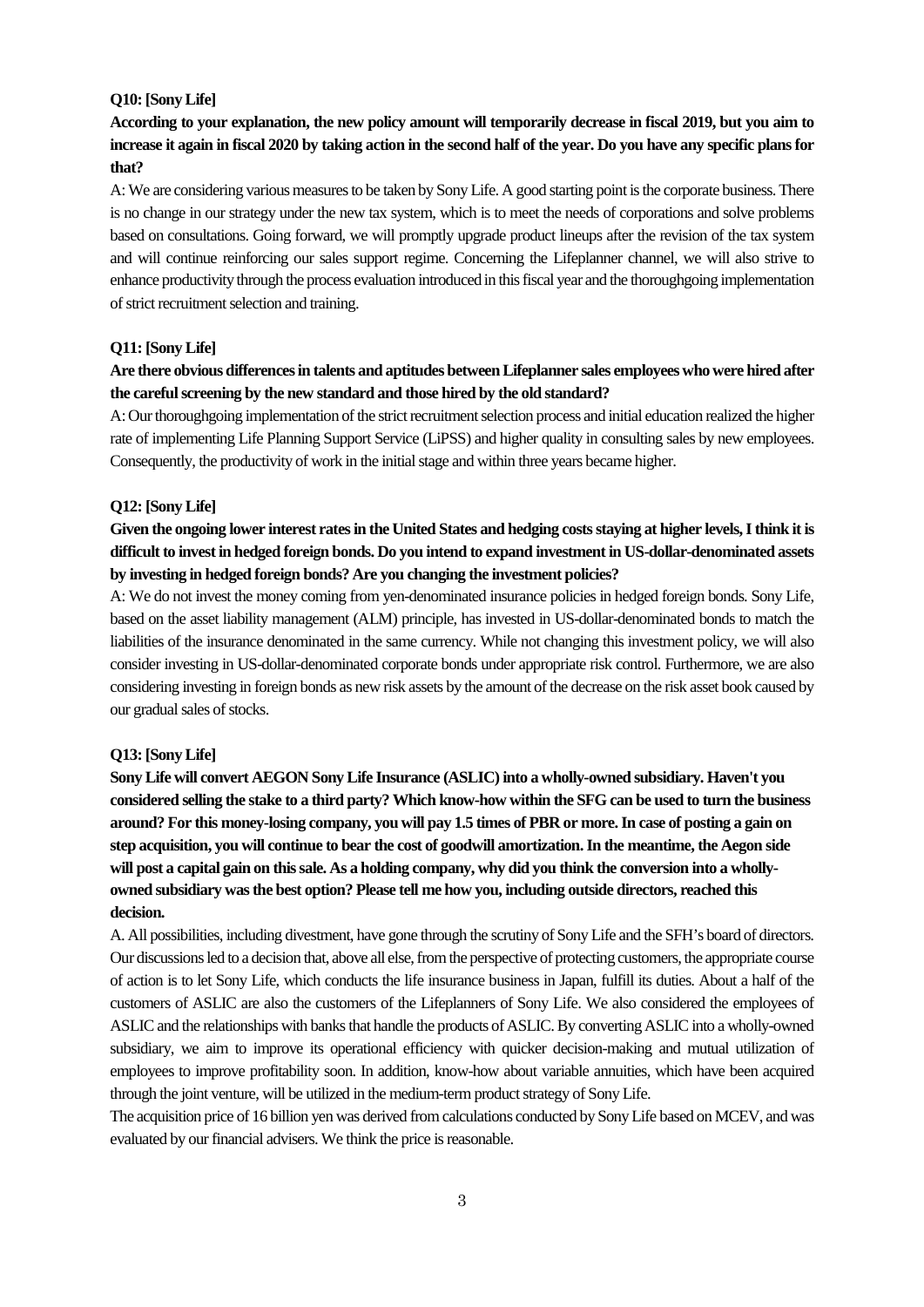**Q10: [Sony Life]**

**According to your explanation, the new policy amount will temporarily decrease in fiscal 2019, but you aim to increase it again in fiscal 2020 by taking action in the second half of the year. Do you have any specific plans for that?**

A: We are considering various measures to be taken by Sony Life. A good starting point is the corporate business. There is no change in our strategy under the new tax system, which is to meet the needs of corporations and solve problems based on consultations. Going forward, we will promptly upgrade product lineups after the revision of the tax system and will continue reinforcing our sales support regime. Concerning the Lifeplanner channel, we will also strive to enhance productivity through the process evaluation introduced in this fiscal year and the thoroughgoing implementation of strict recruitment selection and training.

**Q11: [Sony Life]**

**Are there obvious differences in talents and aptitudes between Lifeplanner sales employees who were hired after the careful screening by the new standard and those hired by the old standard?**

A: Our thoroughgoing implementation of the strict recruitment selection process and initial education realized the higher rate of implementing Life Planning Support Service (LiPSS) and higher quality in consulting sales by new employees. Consequently, the productivity of work in the initial stage and within three years became higher.

**Q12: [Sony Life]**

**Given the ongoing lower interest rates in the United States and hedging costs staying at higher levels, I think it is difficult to invest in hedged foreign bonds. Do you intend to expand investment in US-dollar-denominated assets by investing in hedged foreign bonds? Are you changing the investment policies?**

A: We do not invest the money coming from yen-denominated insurance policies in hedged foreign bonds. Sony Life, based on the asset liability management (ALM) principle, has invested in US-dollar-denominated bonds to match the liabilities of the insurance denominated in the same currency. While not changing this investment policy, we will also consider investing in US-dollar-denominated corporate bonds under appropriate risk control. Furthermore, we are also considering investing in foreign bonds as new risk assets by the amount of the decrease on the risk asset book caused by our gradual sales of stocks.

**Q13: [Sony Life]**

**Sony Life will convert AEGON Sony Life Insurance (ASLIC) into a wholly-owned subsidiary. Haven't you considered selling the stake to a third party? Which know-how within the SFG can be used to turn the business around? For this money-losing company, you will pay 1.5 times of PBR or more. In case of posting a gain on step acquisition, you will continue to bear the cost of goodwill amortization. In the meantime, the Aegon side will post a capital gain on this sale. As a holding company, why did you think the conversion into a wholly-owned subsidiary was the best option? Please tell me how you, including outside directors, reached this decision.**

A. All possibilities, including divestment, have gone through the scrutiny of Sony Life and the SFH's board of directors. Our discussions led to a decision that, above all else, from the perspective of protecting customers, the appropriate course of action is to let Sony Life, which conducts the life insurance business in Japan, fulfill its duties. About a half of the customers of ASLIC are also the customers of the Lifeplanners of Sony Life. We also considered the employees of ASLIC and the relationships with banks that handle the products of ASLIC. By converting ASLIC into a wholly-owned subsidiary, we aim to improve its operational efficiency with quicker decision-making and mutual utilization of employees to improve profitability soon. In addition, know-how about variable annuities, which have been acquired through the joint venture, will be utilized in the medium-term product strategy of Sony Life.

The acquisition price of 16 billion yen was derived from calculations conducted by Sony Life based on MCEV, and was evaluated by our financial advisers. We think the price is reasonable.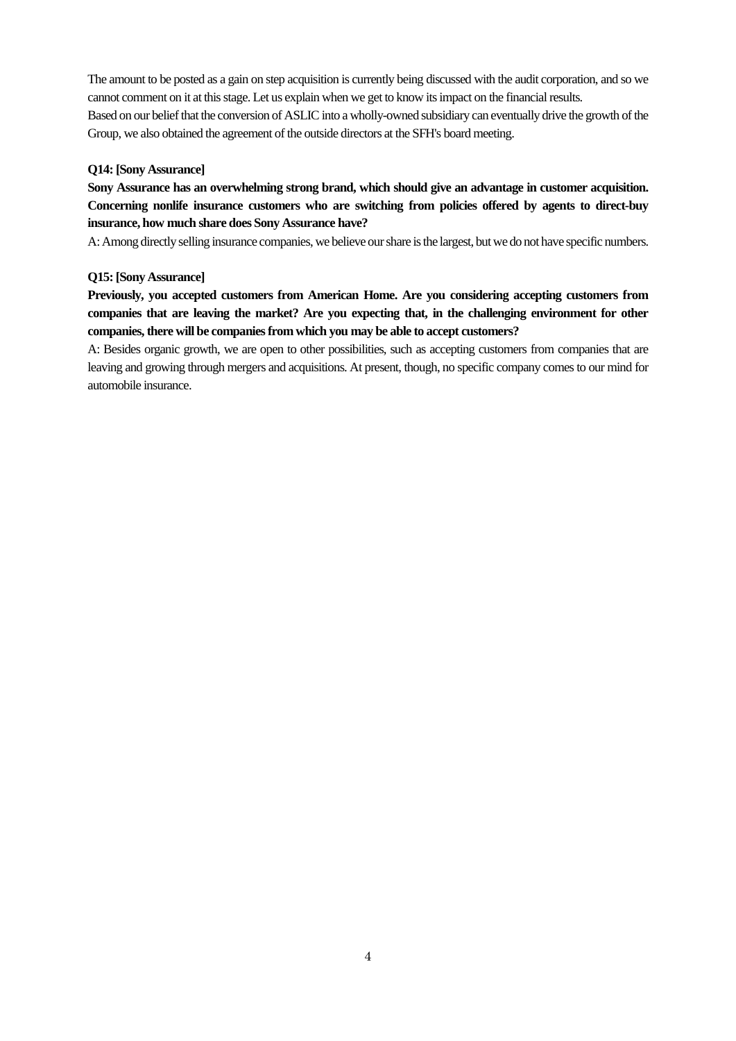The amount to be posted as a gain on step acquisition is currently being discussed with the audit corporation, and so we cannot comment on it at this stage. Let us explain when we get to know its impact on the financial results.
Based on our belief that the conversion of ASLIC into a wholly-owned subsidiary can eventually drive the growth of the Group, we also obtained the agreement of the outside directors at the SFH's board meeting.

**Q14: [Sony Assurance]**

**Sony Assurance has an overwhelming strong brand, which should give an advantage in customer acquisition. Concerning nonlife insurance customers who are switching from policies offered by agents to direct-buy insurance, how much share does Sony Assurance have?**

A: Among directly selling insurance companies, we believe our share is the largest, but we do not have specific numbers.

**Q15: [Sony Assurance]**

**Previously, you accepted customers from American Home. Are you considering accepting customers from companies that are leaving the market? Are you expecting that, in the challenging environment for other companies, there will be companies from which you may be able to accept customers?**

A: Besides organic growth, we are open to other possibilities, such as accepting customers from companies that are leaving and growing through mergers and acquisitions. At present, though, no specific company comes to our mind for automobile insurance.